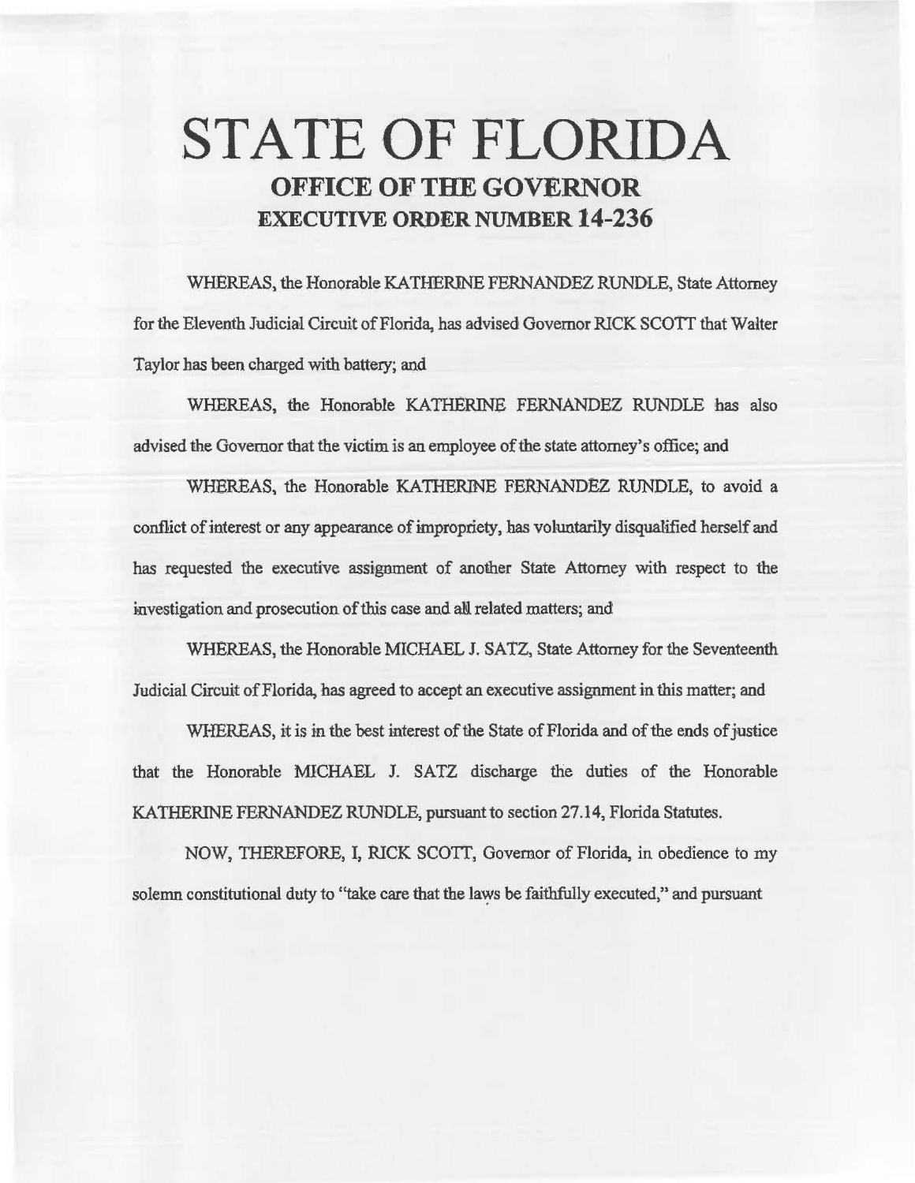# STATE OF FLORIDA
## OFFICE OF THE GOVERNOR
## EXECUTIVE ORDER NUMBER 14-236

WHEREAS, the Honorable KATHERINE FERNANDEZ RUNDLE, State Attorney for the Eleventh Judicial Circuit of Florida, has advised Governor RICK SCOTT that Walter Taylor has been charged with battery; and

WHEREAS, the Honorable KATHERINE FERNANDEZ RUNDLE has also advised the Governor that the victim is an employee of the state attorney's office; and

WHEREAS, the Honorable KATHERINE FERNANDEZ RUNDLE, to avoid a conflict of interest or any appearance of impropriety, has voluntarily disqualified herself and has requested the executive assignment of another State Attorney with respect to the investigation and prosecution of this case and all related matters; and

WHEREAS, the Honorable MICHAEL J. SATZ, State Attorney for the Seventeenth Judicial Circuit of Florida, has agreed to accept an executive assignment in this matter; and

WHEREAS, it is in the best interest of the State of Florida and of the ends of justice that the Honorable MICHAEL J. SATZ discharge the duties of the Honorable KATHERINE FERNANDEZ RUNDLE, pursuant to section 27.14, Florida Statutes.

NOW, THEREFORE, I, RICK SCOTT, Governor of Florida, in obedience to my solemn constitutional duty to "take care that the laws be faithfully executed," and pursuant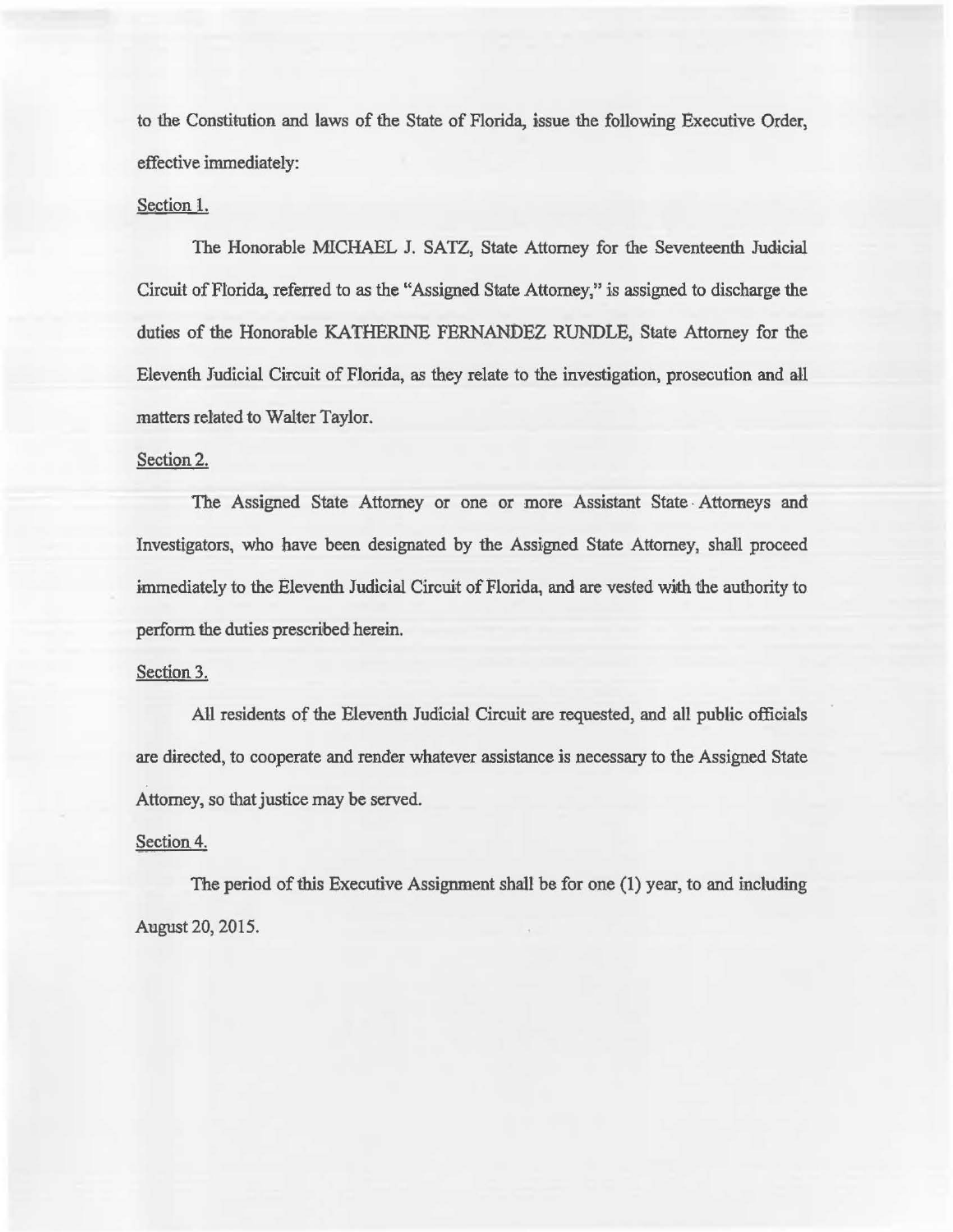to the Constitution and laws of the State of Florida, issue the following Executive Order, effective immediately:

Section 1.

The Honorable MICHAEL J. SATZ, State Attorney for the Seventeenth Judicial Circuit of Florida, referred to as the "Assigned State Attorney," is assigned to discharge the duties of the Honorable KATHERINE FERNANDEZ RUNDLE, State Attorney for the Eleventh Judicial Circuit of Florida, as they relate to the investigation, prosecution and all matters related to Walter Taylor.

Section 2.

The Assigned State Attorney or one or more Assistant State Attorneys and Investigators, who have been designated by the Assigned State Attorney, shall proceed immediately to the Eleventh Judicial Circuit of Florida, and are vested with the authority to perform the duties prescribed herein.

Section 3.

All residents of the Eleventh Judicial Circuit are requested, and all public officials are directed, to cooperate and render whatever assistance is necessary to the Assigned State Attorney, so that justice may be served.

Section 4.

The period of this Executive Assignment shall be for one (1) year, to and including August 20, 2015.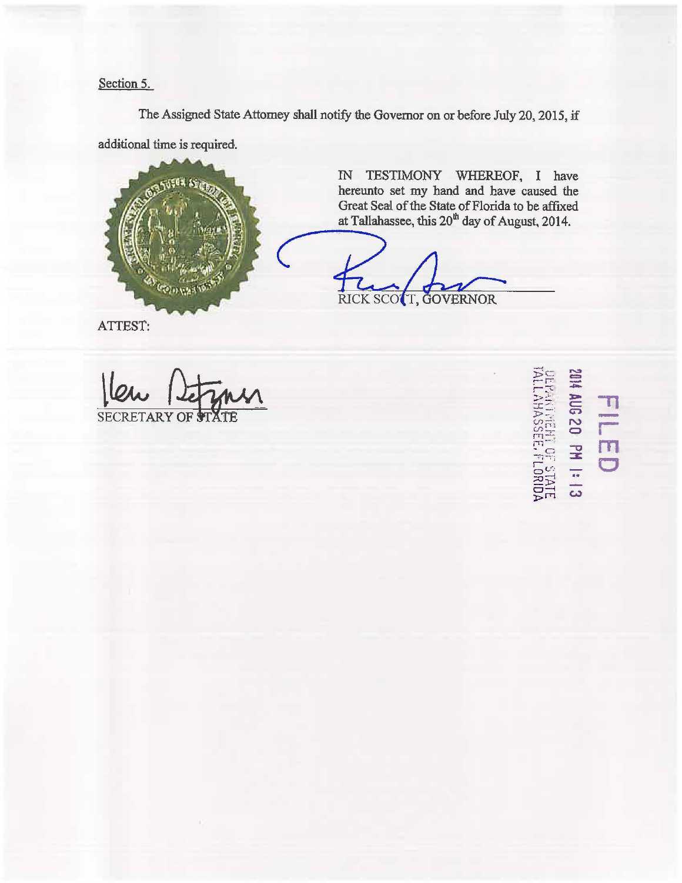Section 5.

The Assigned State Attorney shall notify the Governor on or before July 20, 2015, if additional time is required.

IN TESTIMONY WHEREOF, I have hereunto set my hand and have caused the Great Seal of the State of Florida to be affixed at Tallahassee, this 20th day of August, 2014.

RICK SCOTT, GOVERNOR

ATTEST:

SECRETARY OF STATE

FILED

2014 AUG 20 PM 1:13

DEPARTMENT OF STATE
TALLAHASSEE, FLORIDA